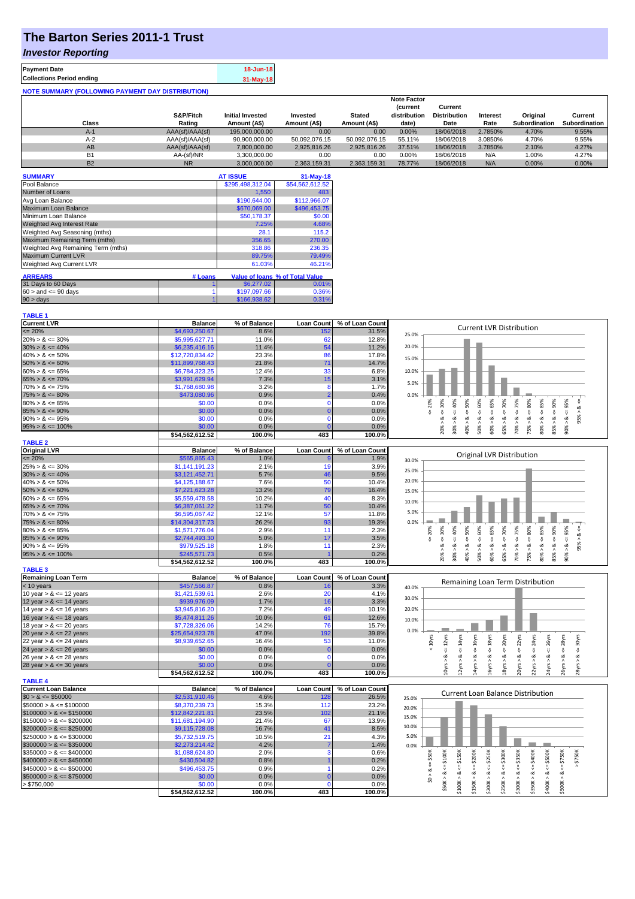# The Barton Series 2011-1 Trust

## *Investor Reporting*

| | |
|---|---|
| **Payment Date** | 18-Jun-18 |
| **Collections Period ending** | 31-May-18 |

**NOTE SUMMARY (FOLLOWING PAYMENT DAY DISTRIBUTION)**

| Class | S&P/Fitch Rating | Initial Invested Amount (A$) | Invested Amount (A$) | Stated Amount (A$) | Note Factor (current distribution date) | Current Distribution Date | Interest Rate | Original Subordination | Current Subordination |
|---|---|---|---|---|---|---|---|---|---|
| A-1 | AAA(sf)/AAA(sf) | 195,000,000.00 | 0.00 | 0.00 | 0.00% | 18/06/2018 | 2.7850% | 4.70% | 9.55% |
| A-2 | AAA(sf)/AAA(sf) | 90,900,000.00 | 50,092,076.15 | 50,092,076.15 | 55.11% | 18/06/2018 | 3.0850% | 4.70% | 9.55% |
| AB | AAA(sf)/AAA(sf) | 7,800,000.00 | 2,925,816.26 | 2,925,816.26 | 37.51% | 18/06/2018 | 3.7850% | 2.10% | 4.27% |
| B1 | AA-(sf)/NR | 3,300,000.00 | 0.00 | 0.00 | 0.00% | 18/06/2018 | N/A | 1.00% | 4.27% |
| B2 | NR | 3,000,000.00 | 2,363,159.31 | 2,363,159.31 | 78.77% | 18/06/2018 | N/A | 0.00% | 0.00% |

| SUMMARY | AT ISSUE | 31-May-18 |
|---|---|---|
| Pool Balance | $295,498,312.04 | $54,562,612.52 |
| Number of Loans | 1,550 | 483 |
| Avg Loan Balance | $190,644.00 | $112,966.07 |
| Maximum Loan Balance | $670,069.00 | $496,453.75 |
| Minimum Loan Balance | $50,178.37 | $0.00 |
| Weighted Avg Interest Rate | 7.25% | 4.68% |
| Weighted Avg Seasoning (mths) | 28.1 | 115.2 |
| Maximum Remaining Term (mths) | 356.65 | 270.00 |
| Weighted Avg Remaining Term (mths) | 318.86 | 236.35 |
| Maximum Current LVR | 89.75% | 79.49% |
| Weighted Avg Current LVR | 61.03% | 46.21% |

| ARREARS | # Loans | Value of loans | % of Total Value |
|---|---|---|---|
| 31 Days to 60 Days | 1 | $6,277.02 | 0.01% |
| 60 > and <= 90 days | 1 | $197,097.66 | 0.36% |
| 90 > days | 1 | $166,938.62 | 0.31% |

**TABLE 1**

| Current LVR | Balance | % of Balance | Loan Count | % of Loan Count |
|---|---|---|---|---|
| <= 20% | $4,693,250.67 | 8.6% | 152 | 31.5% |
| 20% > & <= 30% | $5,995,627.71 | 11.0% | 62 | 12.8% |
| 30% > & <= 40% | $6,235,416.16 | 11.4% | 54 | 11.2% |
| 40% > & <= 50% | $12,720,834.42 | 23.3% | 86 | 17.8% |
| 50% > & <= 60% | $11,899,768.43 | 21.8% | 71 | 14.7% |
| 60% > & <= 65% | $6,784,323.25 | 12.4% | 33 | 6.8% |
| 65% > & <= 70% | $3,991,629.94 | 7.3% | 15 | 3.1% |
| 70% > & <= 75% | $1,768,680.98 | 3.2% | 8 | 1.7% |
| 75% > & <= 80% | $473,080.96 | 0.9% | 2 | 0.4% |
| 80% > & <= 85% | $0.00 | 0.0% | 0 | 0.0% |
| 85% > & <= 90% | $0.00 | 0.0% | 0 | 0.0% |
| 90% > & <= 95% | $0.00 | 0.0% | 0 | 0.0% |
| 95% > & <= 100% | $0.00 | 0.0% | 0 | 0.0% |
| | $54,562,612.52 | 100.0% | 483 | 100.0% |

Current LVR Distribution

**TABLE 2**

| Original LVR | Balance | % of Balance | Loan Count | % of Loan Count |
|---|---|---|---|---|
| <= 20% | $565,865.43 | 1.0% | 9 | 1.9% |
| 25% > & <= 30% | $1,141,191.23 | 2.1% | 19 | 3.9% |
| 30% > & <= 40% | $3,121,452.71 | 5.7% | 46 | 9.5% |
| 40% > & <= 50% | $4,125,188.67 | 7.6% | 50 | 10.4% |
| 50% > & <= 60% | $7,221,623.28 | 13.2% | 79 | 16.4% |
| 60% > & <= 65% | $5,559,478.58 | 10.2% | 40 | 8.3% |
| 65% > & <= 70% | $6,387,061.22 | 11.7% | 50 | 10.4% |
| 70% > & <= 75% | $6,595,067.42 | 12.1% | 57 | 11.8% |
| 75% > & <= 80% | $14,304,317.73 | 26.2% | 93 | 19.3% |
| 80% > & <= 85% | $1,571,776.04 | 2.9% | 11 | 2.3% |
| 85% > & <= 90% | $2,744,493.30 | 5.0% | 17 | 3.5% |
| 90% > & <= 95% | $979,525.18 | 1.8% | 11 | 2.3% |
| 95% > & <= 100% | $245,571.73 | 0.5% | 1 | 0.2% |
| | $54,562,612.52 | 100.0% | 483 | 100.0% |

Original LVR Distribution

**TABLE 3**

| Remaining Loan Term | Balance | % of Balance | Loan Count | % of Loan Count |
|---|---|---|---|---|
| < 10 years | $457,566.87 | 0.8% | 16 | 3.3% |
| 10 year > & <= 12 years | $1,421,539.61 | 2.6% | 20 | 4.1% |
| 12 year > & <= 14 years | $939,976.09 | 1.7% | 16 | 3.3% |
| 14 year > & <= 16 years | $3,945,816.20 | 7.2% | 49 | 10.1% |
| 16 year > & <= 18 years | $5,474,811.26 | 10.0% | 61 | 12.6% |
| 18 year > & <= 20 years | $7,728,326.06 | 14.2% | 76 | 15.7% |
| 20 year > & <= 22 years | $25,654,923.78 | 47.0% | 192 | 39.8% |
| 22 year > & <= 24 years | $8,939,652.65 | 16.4% | 53 | 11.0% |
| 24 year > & <= 26 years | $0.00 | 0.0% | 0 | 0.0% |
| 26 year > & <= 28 years | $0.00 | 0.0% | 0 | 0.0% |
| 28 year > & <= 30 years | $0.00 | 0.0% | 0 | 0.0% |
| | $54,562,612.52 | 100.0% | 483 | 100.0% |

Remaining Loan Term Distribution

**TABLE 4**

| Current Loan Balance | Balance | % of Balance | Loan Count | % of Loan Count |
|---|---|---|---|---|
| $0 > & <= $50000 | $2,531,910.46 | 4.6% | 128 | 26.5% |
| $50000 > & <= $100000 | $8,370,239.73 | 15.3% | 112 | 23.2% |
| $100000 > & <= $150000 | $12,842,221.81 | 23.5% | 102 | 21.1% |
| $150000 > & <= $200000 | $11,681,194.90 | 21.4% | 67 | 13.9% |
| $200000 > & <= $250000 | $9,115,728.08 | 16.7% | 41 | 8.5% |
| $250000 > & <= $300000 | $5,732,519.75 | 10.5% | 21 | 4.3% |
| $300000 > & <= $350000 | $2,273,214.42 | 4.2% | 7 | 1.4% |
| $350000 > & <= $400000 | $1,088,624.80 | 2.0% | 3 | 0.6% |
| $400000 > & <= $450000 | $430,504.82 | 0.8% | 1 | 0.2% |
| $450000 > & <= $500000 | $496,453.75 | 0.9% | 1 | 0.2% |
| $500000 > & <= $750000 | $0.00 | 0.0% | 0 | 0.0% |
| > $750,000 | $0.00 | 0.0% | 0 | 0.0% |
| | $54,562,612.52 | 100.0% | 483 | 100.0% |

Current Loan Balance Distribution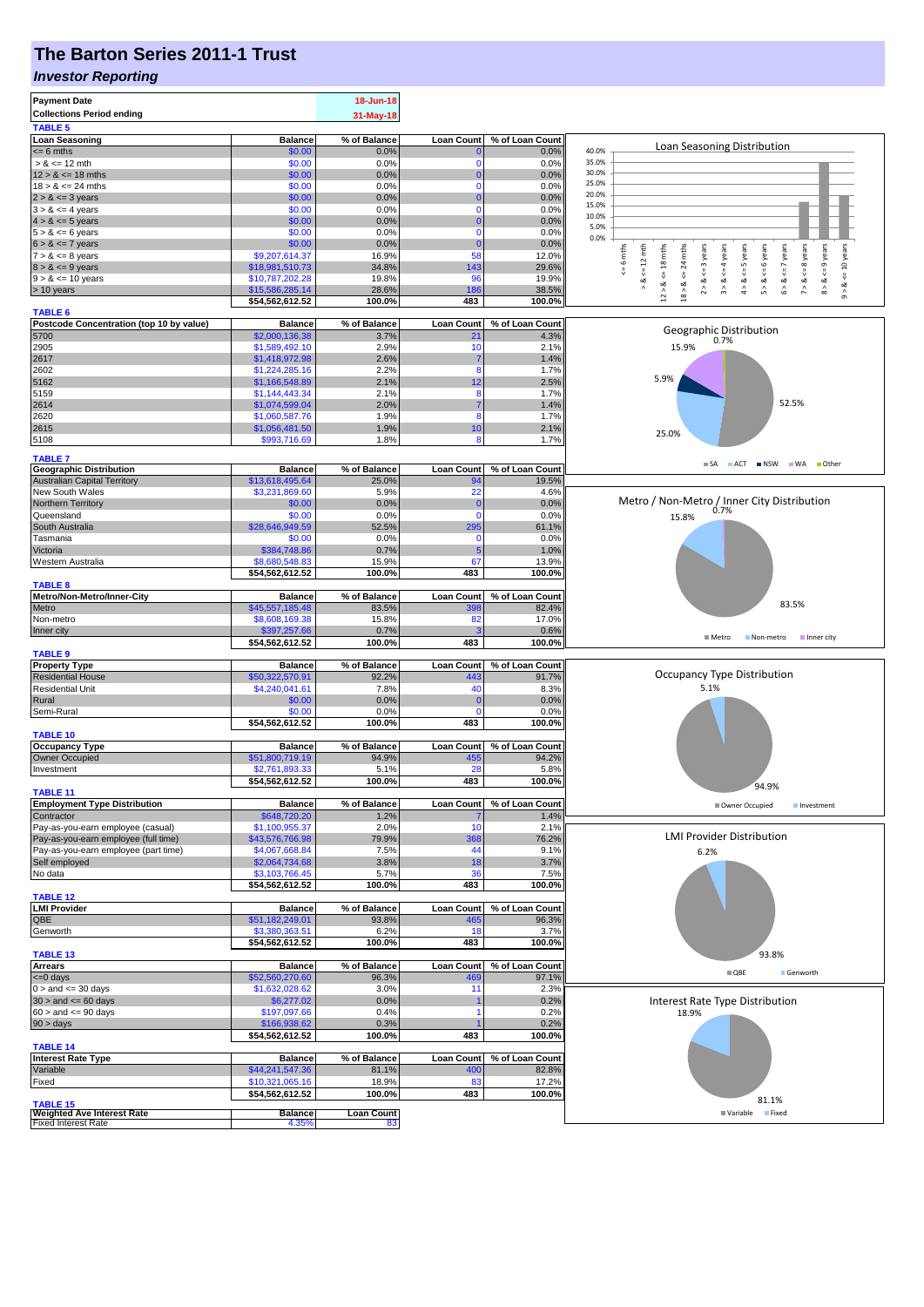# The Barton Series 2011-1 Trust

## *Investor Reporting*

| | |
|---|---|
| **Payment Date** | **18-Jun-18** |
| **Collections Period ending** | **31-May-18** |

**TABLE 5**

| Loan Seasoning | Balance | % of Balance | Loan Count | % of Loan Count |
|---|---|---|---|---|
| <= 6 mths | $0.00 | 0.0% | 0 | 0.0% |
| > & <= 12 mth | $0.00 | 0.0% | 0 | 0.0% |
| 12 > & <= 18 mths | $0.00 | 0.0% | 0 | 0.0% |
| 18 > & <= 24 mths | $0.00 | 0.0% | 0 | 0.0% |
| 2 > & <= 3 years | $0.00 | 0.0% | 0 | 0.0% |
| 3 > & <= 4 years | $0.00 | 0.0% | 0 | 0.0% |
| 4 > & <= 5 years | $0.00 | 0.0% | 0 | 0.0% |
| 5 > & <= 6 years | $0.00 | 0.0% | 0 | 0.0% |
| 6 > & <= 7 years | $0.00 | 0.0% | 0 | 0.0% |
| 7 > & <= 8 years | $9,207,614.37 | 16.9% | 58 | 12.0% |
| 8 > & <= 9 years | $18,981,510.73 | 34.8% | 143 | 29.6% |
| 9 > & <= 10 years | $10,787,202.28 | 19.8% | 96 | 19.9% |
| > 10 years | $15,586,285.14 | 28.6% | 186 | 38.5% |
| | **$54,562,612.52** | **100.0%** | **483** | **100.0%** |

Loan Seasoning Distribution

40.0%
35.0%
30.0%
25.0%
20.0%
15.0%
10.0%
5.0%
0.0%

<= 6 mths, > & <= 12 mth, 12 > & <= 18 mths, 18 > & <= 24 mths, 2 > & <= 3 years, 3 > & <= 4 years, 4 > & <= 5 years, 5 > & <= 6 years, 6 > & <= 7 years, 7 > & <= 8 years, 8 > & <= 9 years, 9 > & <= 10 years

**TABLE 6**

| Postcode Concentration (top 10 by value) | Balance | % of Balance | Loan Count | % of Loan Count |
|---|---|---|---|---|
| 5700 | $2,000,136.38 | 3.7% | 21 | 4.3% |
| 2905 | $1,589,492.10 | 2.9% | 10 | 2.1% |
| 2617 | $1,418,972.98 | 2.6% | 7 | 1.4% |
| 2602 | $1,224,285.16 | 2.2% | 8 | 1.7% |
| 5162 | $1,166,548.89 | 2.1% | 12 | 2.5% |
| 5159 | $1,144,443.34 | 2.1% | 8 | 1.7% |
| 2614 | $1,074,599.04 | 2.0% | 7 | 1.4% |
| 2620 | $1,060,587.76 | 1.9% | 8 | 1.7% |
| 2615 | $1,056,481.50 | 1.9% | 10 | 2.1% |
| 5108 | $993,716.69 | 1.8% | 8 | 1.7% |

Geographic Distribution

0.7%
15.9%
5.9%
52.5%
25.0%

SA ACT NSW WA Other

**TABLE 7**

| Geographic Distribution | Balance | % of Balance | Loan Count | % of Loan Count |
|---|---|---|---|---|
| Australian Capital Territory | $13,618,495.64 | 25.0% | 94 | 19.5% |
| New South Wales | $3,231,869.60 | 5.9% | 22 | 4.6% |
| Northern Territory | $0.00 | 0.0% | 0 | 0.0% |
| Queensland | $0.00 | 0.0% | 0 | 0.0% |
| South Australia | $28,646,949.59 | 52.5% | 295 | 61.1% |
| Tasmania | $0.00 | 0.0% | 0 | 0.0% |
| Victoria | $384,748.86 | 0.7% | 5 | 1.0% |
| Western Australia | $8,680,548.83 | 15.9% | 67 | 13.9% |
| | **$54,562,612.52** | **100.0%** | **483** | **100.0%** |

Metro / Non-Metro / Inner City Distribution

0.7%
15.8%
83.5%

Metro Non-metro Inner city

**TABLE 8**

| Metro/Non-Metro/Inner-City | Balance | % of Balance | Loan Count | % of Loan Count |
|---|---|---|---|---|
| Metro | $45,557,185.48 | 83.5% | 398 | 82.4% |
| Non-metro | $8,608,169.38 | 15.8% | 82 | 17.0% |
| Inner city | $397,257.66 | 0.7% | 3 | 0.6% |
| | **$54,562,612.52** | **100.0%** | **483** | **100.0%** |

**TABLE 9**

| Property Type | Balance | % of Balance | Loan Count | % of Loan Count |
|---|---|---|---|---|
| Residential House | $50,322,570.91 | 92.2% | 443 | 91.7% |
| Residential Unit | $4,240,041.61 | 7.8% | 40 | 8.3% |
| Rural | $0.00 | 0.0% | 0 | 0.0% |
| Semi-Rural | $0.00 | 0.0% | 0 | 0.0% |
| | **$54,562,612.52** | **100.0%** | **483** | **100.0%** |

Occupancy Type Distribution

5.1%
94.9%

Owner Occupied Investment

**TABLE 10**

| Occupancy Type | Balance | % of Balance | Loan Count | % of Loan Count |
|---|---|---|---|---|
| Owner Occupied | $51,800,719.19 | 94.9% | 455 | 94.2% |
| Investment | $2,761,893.33 | 5.1% | 28 | 5.8% |
| | **$54,562,612.52** | **100.0%** | **483** | **100.0%** |

**TABLE 11**

| Employment Type Distribution | Balance | % of Balance | Loan Count | % of Loan Count |
|---|---|---|---|---|
| Contractor | $648,720.20 | 1.2% | 7 | 1.4% |
| Pay-as-you-earn employee (casual) | $1,100,955.37 | 2.0% | 10 | 2.1% |
| Pay-as-you-earn employee (full time) | $43,576,766.98 | 79.9% | 368 | 76.2% |
| Pay-as-you-earn employee (part time) | $4,067,668.84 | 7.5% | 44 | 9.1% |
| Self employed | $2,064,734.68 | 3.8% | 18 | 3.7% |
| No data | $3,103,766.45 | 5.7% | 36 | 7.5% |
| | **$54,562,612.52** | **100.0%** | **483** | **100.0%** |

LMI Provider Distribution

6.2%
93.8%

QBE Genworth

**TABLE 12**

| LMI Provider | Balance | % of Balance | Loan Count | % of Loan Count |
|---|---|---|---|---|
| QBE | $51,182,249.01 | 93.8% | 465 | 96.3% |
| Genworth | $3,380,363.51 | 6.2% | 18 | 3.7% |
| | **$54,562,612.52** | **100.0%** | **483** | **100.0%** |

**TABLE 13**

| Arrears | Balance | % of Balance | Loan Count | % of Loan Count |
|---|---|---|---|---|
| <=0 days | $52,560,270.60 | 96.3% | 469 | 97.1% |
| 0 > and <= 30 days | $1,632,028.62 | 3.0% | 11 | 2.3% |
| 30 > and <= 60 days | $6,277.02 | 0.0% | 1 | 0.2% |
| 60 > and <= 90 days | $197,097.66 | 0.4% | 1 | 0.2% |
| 90 > days | $166,938.62 | 0.3% | 1 | 0.2% |
| | **$54,562,612.52** | **100.0%** | **483** | **100.0%** |

Interest Rate Type Distribution

18.9%
81.1%

Variable Fixed

**TABLE 14**

| Interest Rate Type | Balance | % of Balance | Loan Count | % of Loan Count |
|---|---|---|---|---|
| Variable | $44,241,547.36 | 81.1% | 400 | 82.8% |
| Fixed | $10,321,065.16 | 18.9% | 83 | 17.2% |
| | **$54,562,612.52** | **100.0%** | **483** | **100.0%** |

**TABLE 15**

| Weighted Ave Interest Rate | Balance | Loan Count |
|---|---|---|
| Fixed Interest Rate | 4.35% | 83 |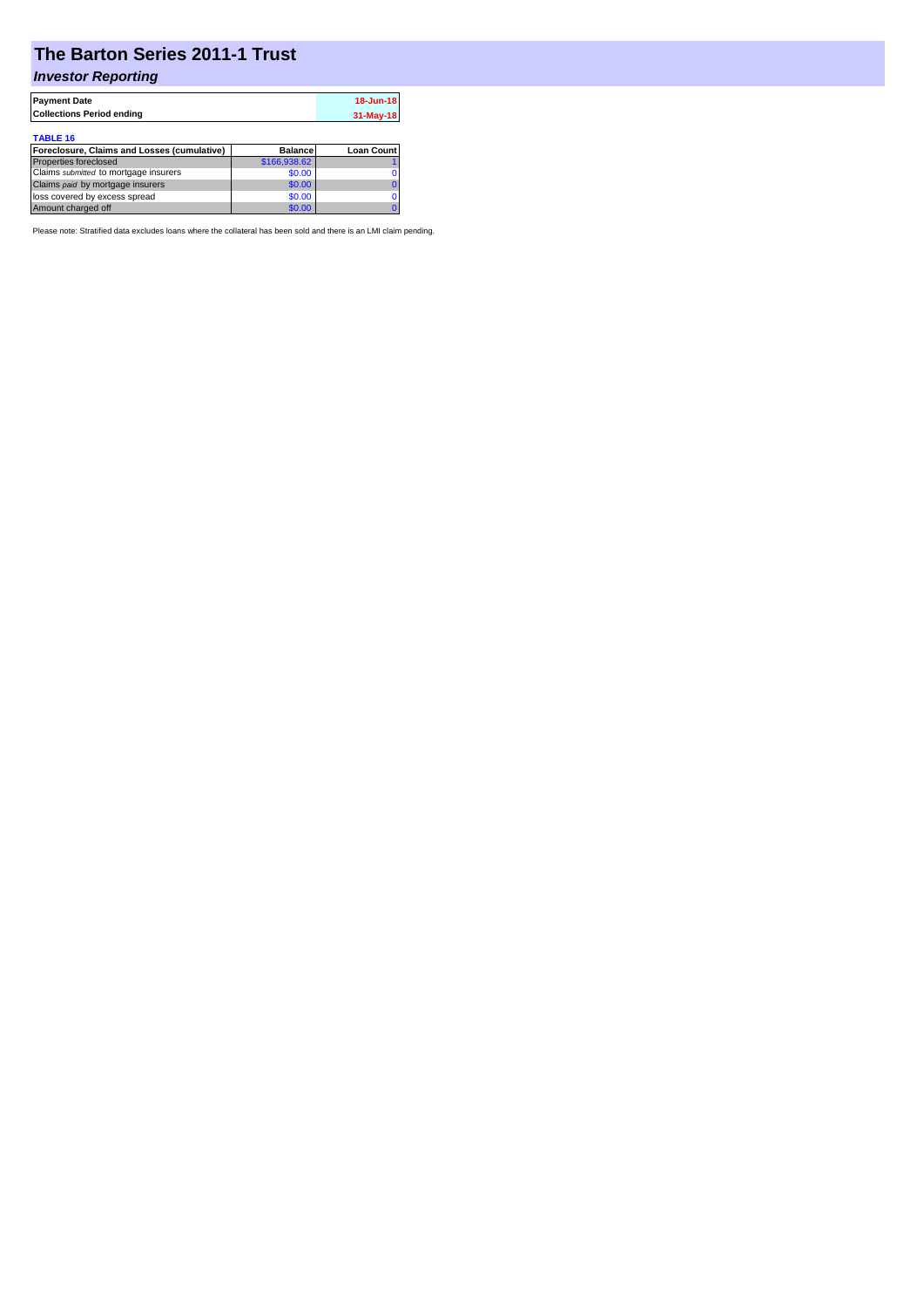# The Barton Series 2011-1 Trust

## *Investor Reporting*

| | |
|---|---|
| **Payment Date** | **18-Jun-18** |
| **Collections Period ending** | **31-May-18** |

**TABLE 16**

| Foreclosure, Claims and Losses (cumulative) | Balance | Loan Count |
|---|---|---|
| Properties foreclosed | $166,938.62 | 1 |
| Claims *submitted* to mortgage insurers | $0.00 | 0 |
| Claims *paid* by mortgage insurers | $0.00 | 0 |
| loss covered by excess spread | $0.00 | 0 |
| Amount charged off | $0.00 | 0 |

Please note: Stratified data excludes loans where the collateral has been sold and there is an LMI claim pending.